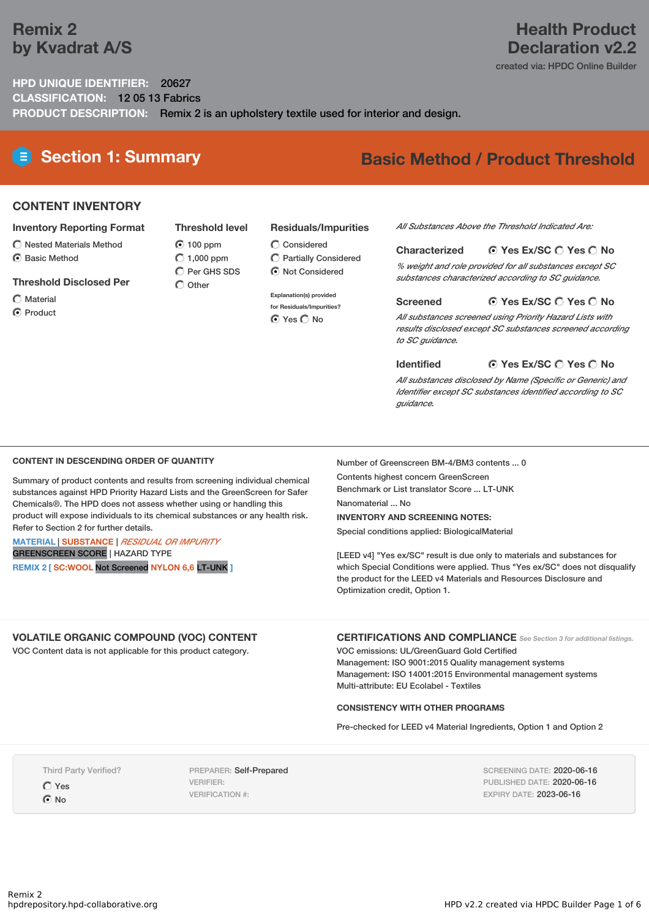# Remix 2
# by Kvadrat A/S

## Health Product Declaration v2.2

created via: HPDC Online Builder

**HPD UNIQUE IDENTIFIER:** 20627

**CLASSIFICATION:** 12 05 13 Fabrics

**PRODUCT DESCRIPTION:** Remix 2 is an upholstery textile used for interior and design.

## Section 1: Summary

## Basic Method / Product Threshold

### CONTENT INVENTORY

**Inventory Reporting Format**

- ○ Nested Materials Method
- ● Basic Method

**Threshold Disclosed Per**

- ○ Material
- ● Product

**Threshold level**

- ● 100 ppm
- ○ 1,000 ppm
- ○ Per GHS SDS
- ○ Other

**Residuals/Impurities**

- ○ Considered
- ○ Partially Considered
- ● Not Considered

Explanation(s) provided for Residuals/Impurities?

● Yes ○ No

*All Substances Above the Threshold Indicated Are:*

**Characterized** ● Yes Ex/SC ○ Yes ○ No

*% weight and role provided for all substances except SC substances characterized according to SC guidance.*

**Screened** ● Yes Ex/SC ○ Yes ○ No

*All substances screened using Priority Hazard Lists with results disclosed except SC substances screened according to SC guidance.*

**Identified** ● Yes Ex/SC ○ Yes ○ No

*All substances disclosed by Name (Specific or Generic) and Identifier except SC substances identified according to SC guidance.*

---

**CONTENT IN DESCENDING ORDER OF QUANTITY**

Summary of product contents and results from screening individual chemical substances against HPD Priority Hazard Lists and the GreenScreen for Safer Chemicals®. The HPD does not assess whether using or handling this product will expose individuals to its chemical substances or any health risk. Refer to Section 2 for further details.

MATERIAL | SUBSTANCE | *RESIDUAL OR IMPURITY*
GREENSCREEN SCORE | HAZARD TYPE

**REMIX 2 [ SC:WOOL** Not Screened **NYLON 6,6** LT-UNK **]**

Number of Greenscreen BM-4/BM3 contents ... 0

Contents highest concern GreenScreen Benchmark or List translator Score ... LT-UNK

Nanomaterial ... No

**INVENTORY AND SCREENING NOTES:**

Special conditions applied: BiologicalMaterial

[LEED v4] "Yes ex/SC" result is due only to materials and substances for which Special Conditions were applied. Thus "Yes ex/SC" does not disqualify the product for the LEED v4 Materials and Resources Disclosure and Optimization credit, Option 1.

### VOLATILE ORGANIC COMPOUND (VOC) CONTENT

VOC Content data is not applicable for this product category.

### CERTIFICATIONS AND COMPLIANCE

*See Section 3 for additional listings.*

VOC emissions: UL/GreenGuard Gold Certified
Management: ISO 9001:2015 Quality management systems
Management: ISO 14001:2015 Environmental management systems
Multi-attribute: EU Ecolabel - Textiles

**CONSISTENCY WITH OTHER PROGRAMS**

Pre-checked for LEED v4 Material Ingredients, Option 1 and Option 2

---

Third Party Verified?

- ○ Yes
- ● No

PREPARER: Self-Prepared
VERIFIER:
VERIFICATION #:

SCREENING DATE: 2020-06-16
PUBLISHED DATE: 2020-06-16
EXPIRY DATE: 2023-06-16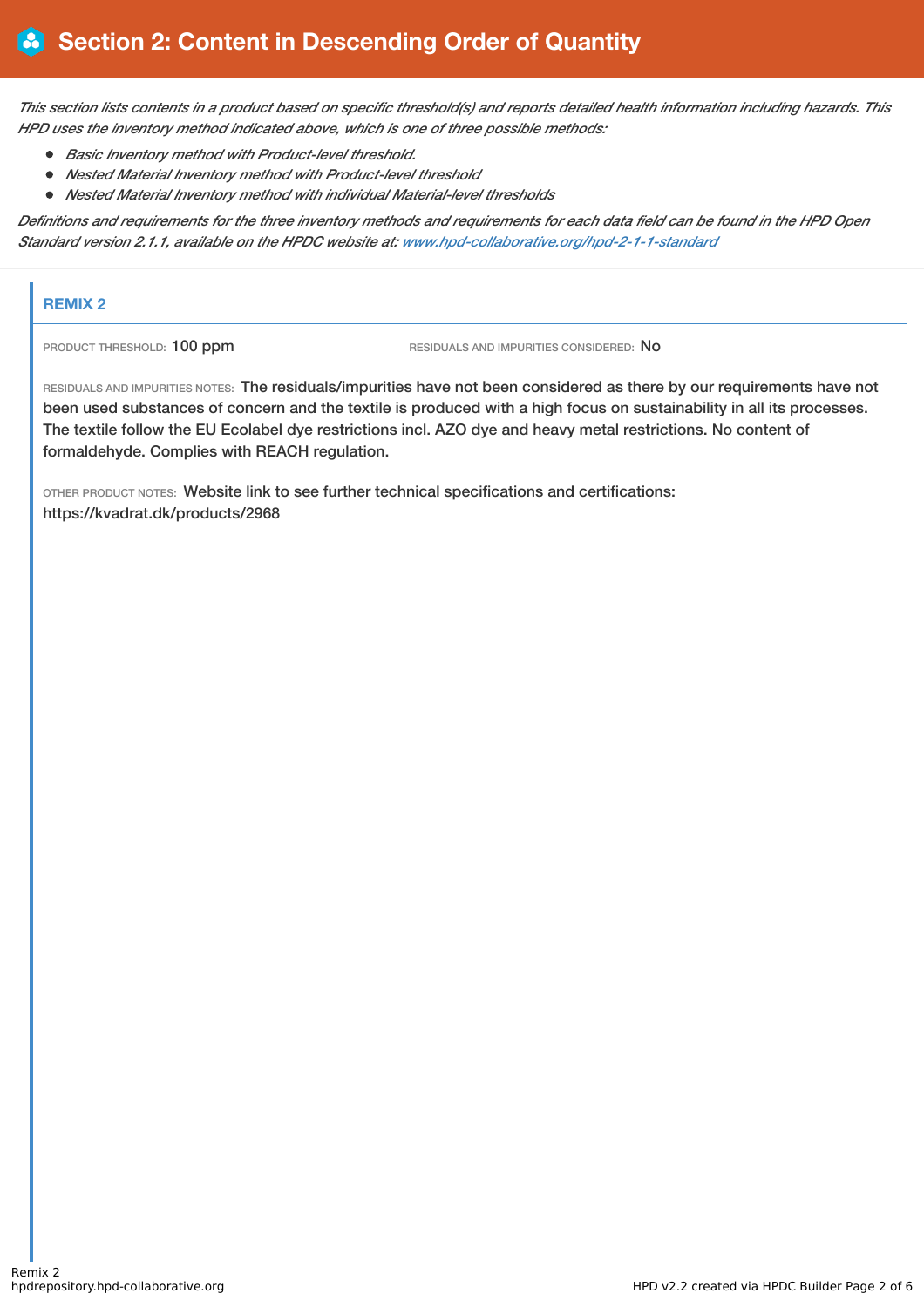# Section 2: Content in Descending Order of Quantity

*This section lists contents in a product based on specific threshold(s) and reports detailed health information including hazards. This HPD uses the inventory method indicated above, which is one of three possible methods:*

- *Basic Inventory method with Product-level threshold.*
- *Nested Material Inventory method with Product-level threshold*
- *Nested Material Inventory method with individual Material-level thresholds*

*Definitions and requirements for the three inventory methods and requirements for each data field can be found in the HPD Open Standard version 2.1.1, available on the HPDC website at: [www.hpd-collaborative.org/hpd-2-1-1-standard](www.hpd-collaborative.org/hpd-2-1-1-standard)*

## REMIX 2

PRODUCT THRESHOLD: 100 ppm

RESIDUALS AND IMPURITIES CONSIDERED: No

RESIDUALS AND IMPURITIES NOTES: The residuals/impurities have not been considered as there by our requirements have not been used substances of concern and the textile is produced with a high focus on sustainability in all its processes. The textile follow the EU Ecolabel dye restrictions incl. AZO dye and heavy metal restrictions. No content of formaldehyde. Complies with REACH regulation.

OTHER PRODUCT NOTES: Website link to see further technical specifications and certifications: https://kvadrat.dk/products/2968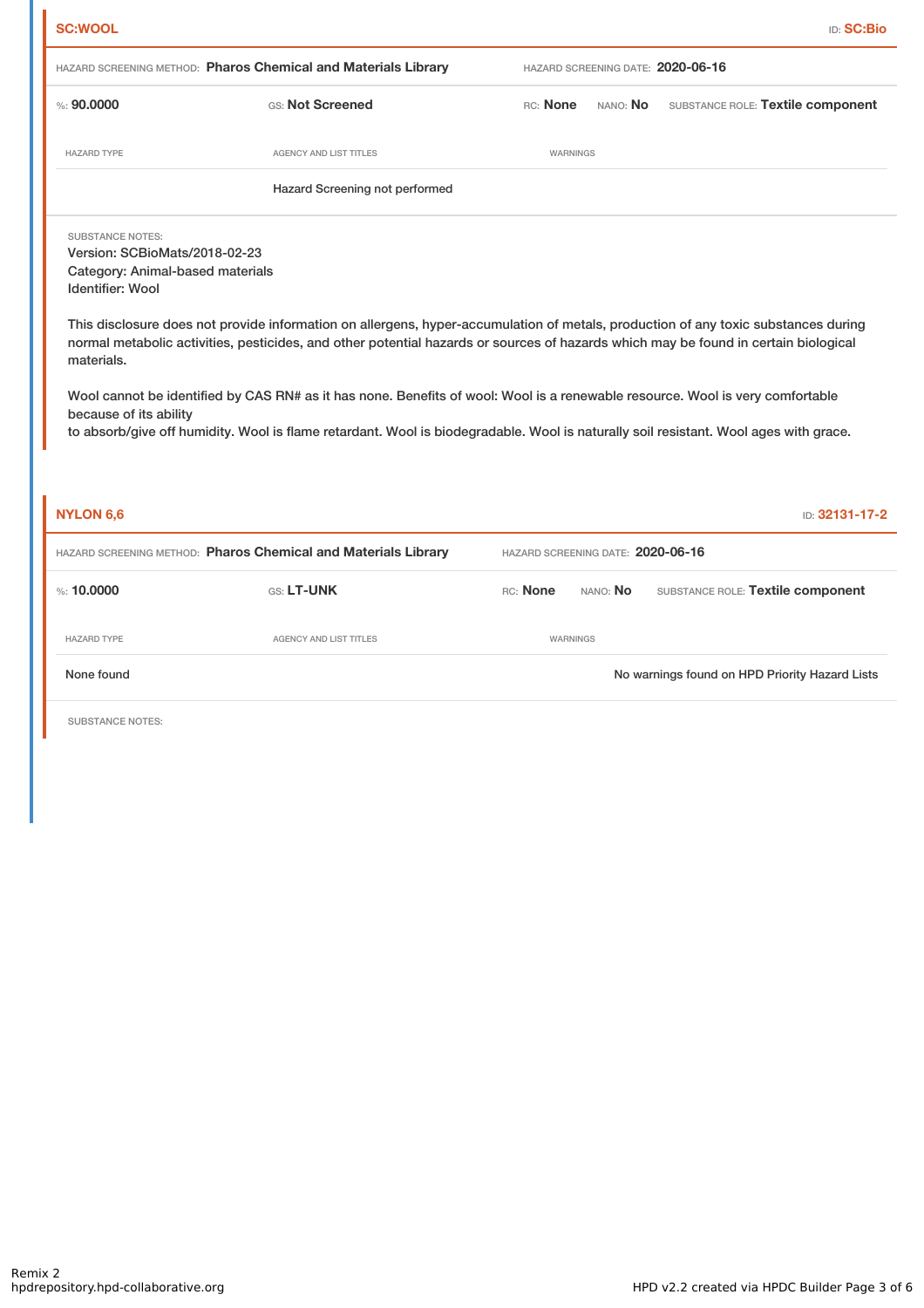## SC:WOOL

ID: **SC:Bio**

HAZARD SCREENING METHOD: **Pharos Chemical and Materials Library** HAZARD SCREENING DATE: **2020-06-16**

%: **90.0000** GS: **Not Screened** RC: **None** NANO: **No** SUBSTANCE ROLE: **Textile component**

| HAZARD TYPE | AGENCY AND LIST TITLES | WARNINGS |
| --- | --- | --- |
| | Hazard Screening not performed | |

SUBSTANCE NOTES:
Version: SCBioMats/2018-02-23
Category: Animal-based materials
Identifier: Wool

This disclosure does not provide information on allergens, hyper-accumulation of metals, production of any toxic substances during normal metabolic activities, pesticides, and other potential hazards or sources of hazards which may be found in certain biological materials.

Wool cannot be identified by CAS RN# as it has none. Benefits of wool: Wool is a renewable resource. Wool is very comfortable because of its ability
to absorb/give off humidity. Wool is flame retardant. Wool is biodegradable. Wool is naturally soil resistant. Wool ages with grace.

## NYLON 6,6

ID: **32131-17-2**

HAZARD SCREENING METHOD: **Pharos Chemical and Materials Library** HAZARD SCREENING DATE: **2020-06-16**

%: **10.0000** GS: **LT-UNK** RC: **None** NANO: **No** SUBSTANCE ROLE: **Textile component**

| HAZARD TYPE | AGENCY AND LIST TITLES | WARNINGS |
| --- | --- | --- |
| None found | | No warnings found on HPD Priority Hazard Lists |

SUBSTANCE NOTES: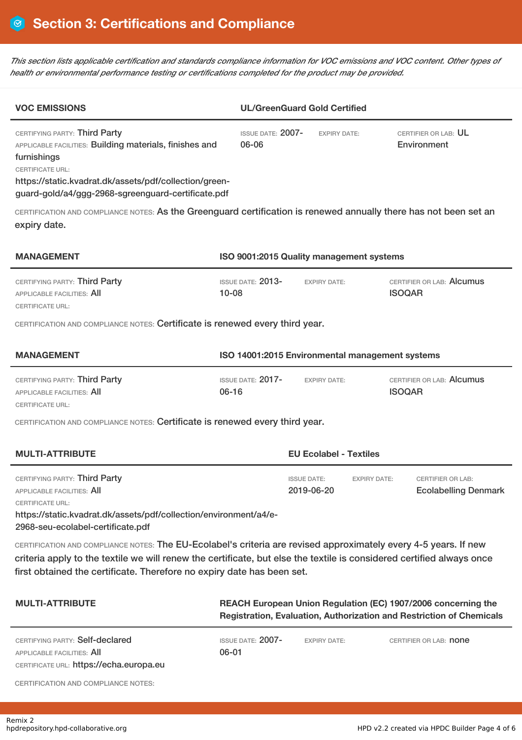# Section 3: Certifications and Compliance

*This section lists applicable certification and standards compliance information for VOC emissions and VOC content. Other types of health or environmental performance testing or certifications completed for the product may be provided.*

### VOC EMISSIONS — UL/GreenGuard Gold Certified

CERTIFYING PARTY: Third Party
APPLICABLE FACILITIES: Building materials, finishes and furnishings
CERTIFICATE URL:
https://static.kvadrat.dk/assets/pdf/collection/green-guard-gold/a4/ggg-2968-sgreenguard-certificate.pdf

ISSUE DATE: 2007-06-06
EXPIRY DATE:
CERTIFIER OR LAB: UL Environment

CERTIFICATION AND COMPLIANCE NOTES: As the Greenguard certification is renewed annually there has not been set an expiry date.

### MANAGEMENT — ISO 9001:2015 Quality management systems

CERTIFYING PARTY: Third Party
APPLICABLE FACILITIES: All
CERTIFICATE URL:

ISSUE DATE: 2013-10-08
EXPIRY DATE:
CERTIFIER OR LAB: Alcumus ISOQAR

CERTIFICATION AND COMPLIANCE NOTES: Certificate is renewed every third year.

### MANAGEMENT — ISO 14001:2015 Environmental management systems

CERTIFYING PARTY: Third Party
APPLICABLE FACILITIES: All
CERTIFICATE URL:

ISSUE DATE: 2017-06-16
EXPIRY DATE:
CERTIFIER OR LAB: Alcumus ISOQAR

CERTIFICATION AND COMPLIANCE NOTES: Certificate is renewed every third year.

### MULTI-ATTRIBUTE — EU Ecolabel - Textiles

CERTIFYING PARTY: Third Party
APPLICABLE FACILITIES: All
CERTIFICATE URL:
https://static.kvadrat.dk/assets/pdf/collection/environment/a4/e-2968-seu-ecolabel-certificate.pdf

ISSUE DATE: 2019-06-20
EXPIRY DATE:
CERTIFIER OR LAB: Ecolabelling Denmark

CERTIFICATION AND COMPLIANCE NOTES: The EU-Ecolabel's criteria are revised approximately every 4-5 years. If new criteria apply to the textile we will renew the certificate, but else the textile is considered certified always once first obtained the certificate. Therefore no expiry date has been set.

### MULTI-ATTRIBUTE — REACH European Union Regulation (EC) 1907/2006 concerning the Registration, Evaluation, Authorization and Restriction of Chemicals

CERTIFYING PARTY: Self-declared
APPLICABLE FACILITIES: All
CERTIFICATE URL: https://echa.europa.eu

ISSUE DATE: 2007-06-01
EXPIRY DATE:
CERTIFIER OR LAB: none

CERTIFICATION AND COMPLIANCE NOTES: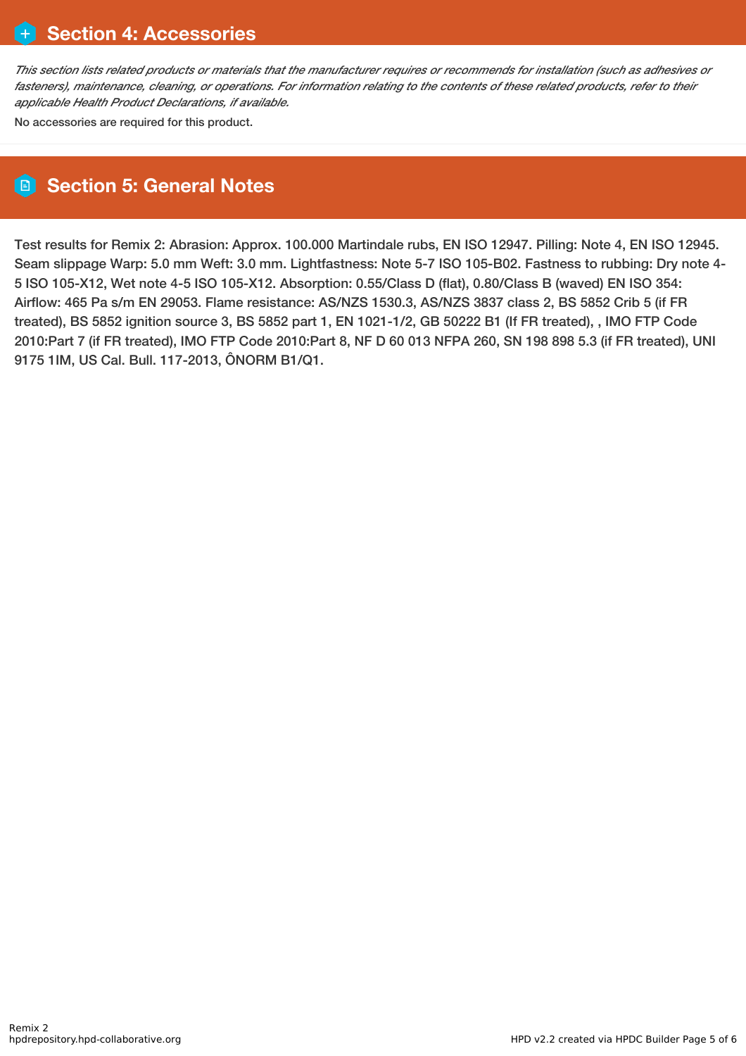## Section 4: Accessories

*This section lists related products or materials that the manufacturer requires or recommends for installation (such as adhesives or fasteners), maintenance, cleaning, or operations. For information relating to the contents of these related products, refer to their applicable Health Product Declarations, if available.*

No accessories are required for this product.

## Section 5: General Notes

Test results for Remix 2: Abrasion: Approx. 100.000 Martindale rubs, EN ISO 12947. Pilling: Note 4, EN ISO 12945. Seam slippage Warp: 5.0 mm Weft: 3.0 mm. Lightfastness: Note 5-7 ISO 105-B02. Fastness to rubbing: Dry note 4-5 ISO 105-X12, Wet note 4-5 ISO 105-X12. Absorption: 0.55/Class D (flat), 0.80/Class B (waved) EN ISO 354: Airflow: 465 Pa s/m EN 29053. Flame resistance: AS/NZS 1530.3, AS/NZS 3837 class 2, BS 5852 Crib 5 (if FR treated), BS 5852 ignition source 3, BS 5852 part 1, EN 1021-1/2, GB 50222 B1 (If FR treated), , IMO FTP Code 2010:Part 7 (if FR treated), IMO FTP Code 2010:Part 8, NF D 60 013 NFPA 260, SN 198 898 5.3 (if FR treated), UNI 9175 1IM, US Cal. Bull. 117-2013, ÔNORM B1/Q1.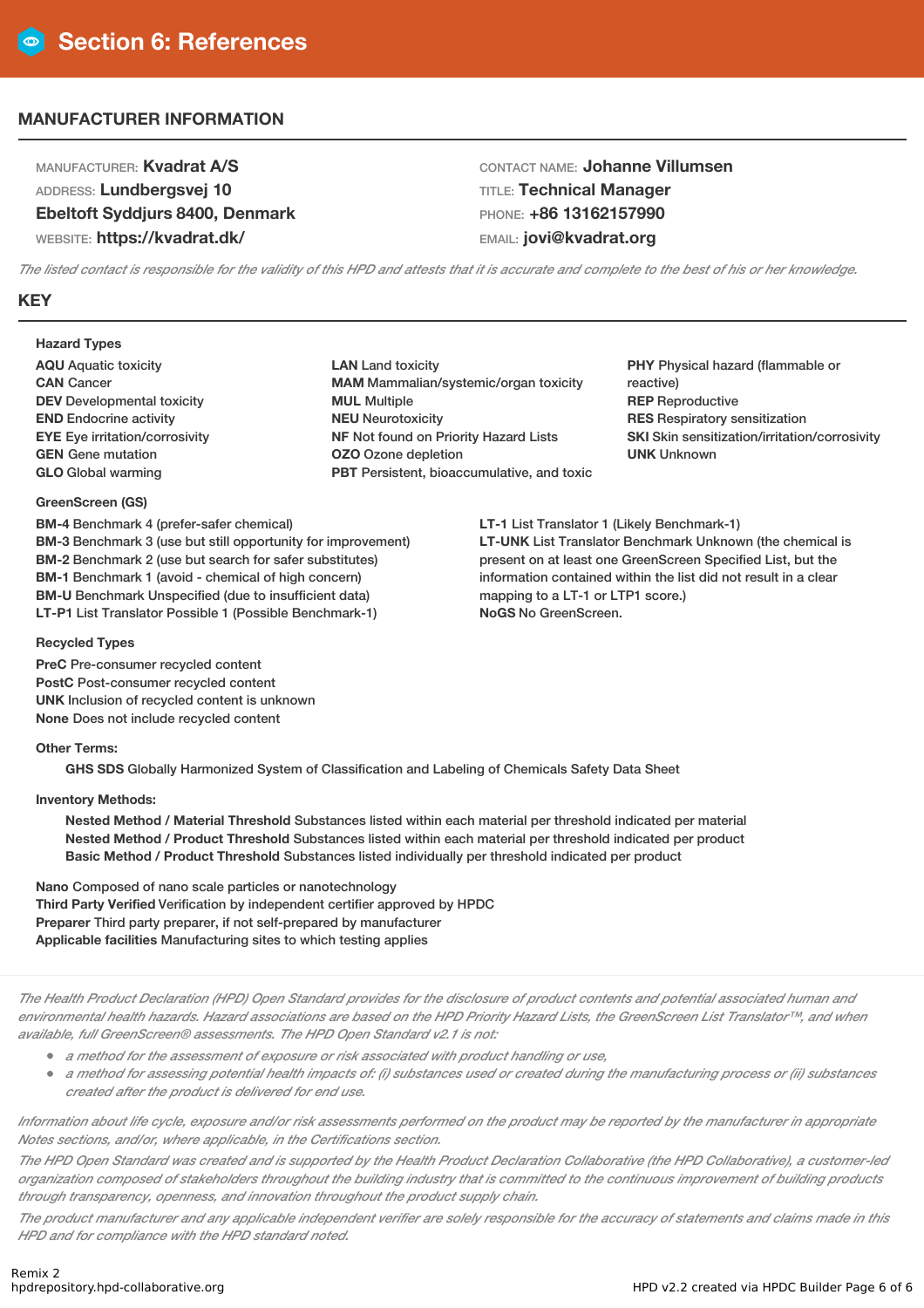# Section 6: References

## MANUFACTURER INFORMATION

MANUFACTURER: **Kvadrat A/S**
ADDRESS: **Lundbergsvej 10**
**Ebeltoft Syddjurs 8400, Denmark**
WEBSITE: **https://kvadrat.dk/**

CONTACT NAME: **Johanne Villumsen**
TITLE: **Technical Manager**
PHONE: **+86 13162157990**
EMAIL: **jovi@kvadrat.org**

*The listed contact is responsible for the validity of this HPD and attests that it is accurate and complete to the best of his or her knowledge.*

## KEY

**Hazard Types**

**AQU** Aquatic toxicity
**CAN** Cancer
**DEV** Developmental toxicity
**END** Endocrine activity
**EYE** Eye irritation/corrosivity
**GEN** Gene mutation
**GLO** Global warming
**LAN** Land toxicity
**MAM** Mammalian/systemic/organ toxicity
**MUL** Multiple
**NEU** Neurotoxicity
**NF** Not found on Priority Hazard Lists
**OZO** Ozone depletion
**PBT** Persistent, bioaccumulative, and toxic
**PHY** Physical hazard (flammable or reactive)
**REP** Reproductive
**RES** Respiratory sensitization
**SKI** Skin sensitization/irritation/corrosivity
**UNK** Unknown

**GreenScreen (GS)**

**BM-4** Benchmark 4 (prefer-safer chemical)
**BM-3** Benchmark 3 (use but still opportunity for improvement)
**BM-2** Benchmark 2 (use but search for safer substitutes)
**BM-1** Benchmark 1 (avoid - chemical of high concern)
**BM-U** Benchmark Unspecified (due to insufficient data)
**LT-P1** List Translator Possible 1 (Possible Benchmark-1)
**LT-1** List Translator 1 (Likely Benchmark-1)
**LT-UNK** List Translator Benchmark Unknown (the chemical is present on at least one GreenScreen Specified List, but the information contained within the list did not result in a clear mapping to a LT-1 or LTP1 score.)
**NoGS** No GreenScreen.

**Recycled Types**

**PreC** Pre-consumer recycled content
**PostC** Post-consumer recycled content
**UNK** Inclusion of recycled content is unknown
**None** Does not include recycled content

**Other Terms:**

**GHS SDS** Globally Harmonized System of Classification and Labeling of Chemicals Safety Data Sheet

**Inventory Methods:**

**Nested Method / Material Threshold** Substances listed within each material per threshold indicated per material
**Nested Method / Product Threshold** Substances listed within each material per threshold indicated per product
**Basic Method / Product Threshold** Substances listed individually per threshold indicated per product

**Nano** Composed of nano scale particles or nanotechnology
**Third Party Verified** Verification by independent certifier approved by HPDC
**Preparer** Third party preparer, if not self-prepared by manufacturer
**Applicable facilities** Manufacturing sites to which testing applies

*The Health Product Declaration (HPD) Open Standard provides for the disclosure of product contents and potential associated human and environmental health hazards. Hazard associations are based on the HPD Priority Hazard Lists, the GreenScreen List Translator™, and when available, full GreenScreen® assessments. The HPD Open Standard v2.1 is not:*

- *a method for the assessment of exposure or risk associated with product handling or use,*
- *a method for assessing potential health impacts of: (i) substances used or created during the manufacturing process or (ii) substances created after the product is delivered for end use.*

*Information about life cycle, exposure and/or risk assessments performed on the product may be reported by the manufacturer in appropriate Notes sections, and/or, where applicable, in the Certifications section.*

*The HPD Open Standard was created and is supported by the Health Product Declaration Collaborative (the HPD Collaborative), a customer-led organization composed of stakeholders throughout the building industry that is committed to the continuous improvement of building products through transparency, openness, and innovation throughout the product supply chain.*

*The product manufacturer and any applicable independent verifier are solely responsible for the accuracy of statements and claims made in this HPD and for compliance with the HPD standard noted.*